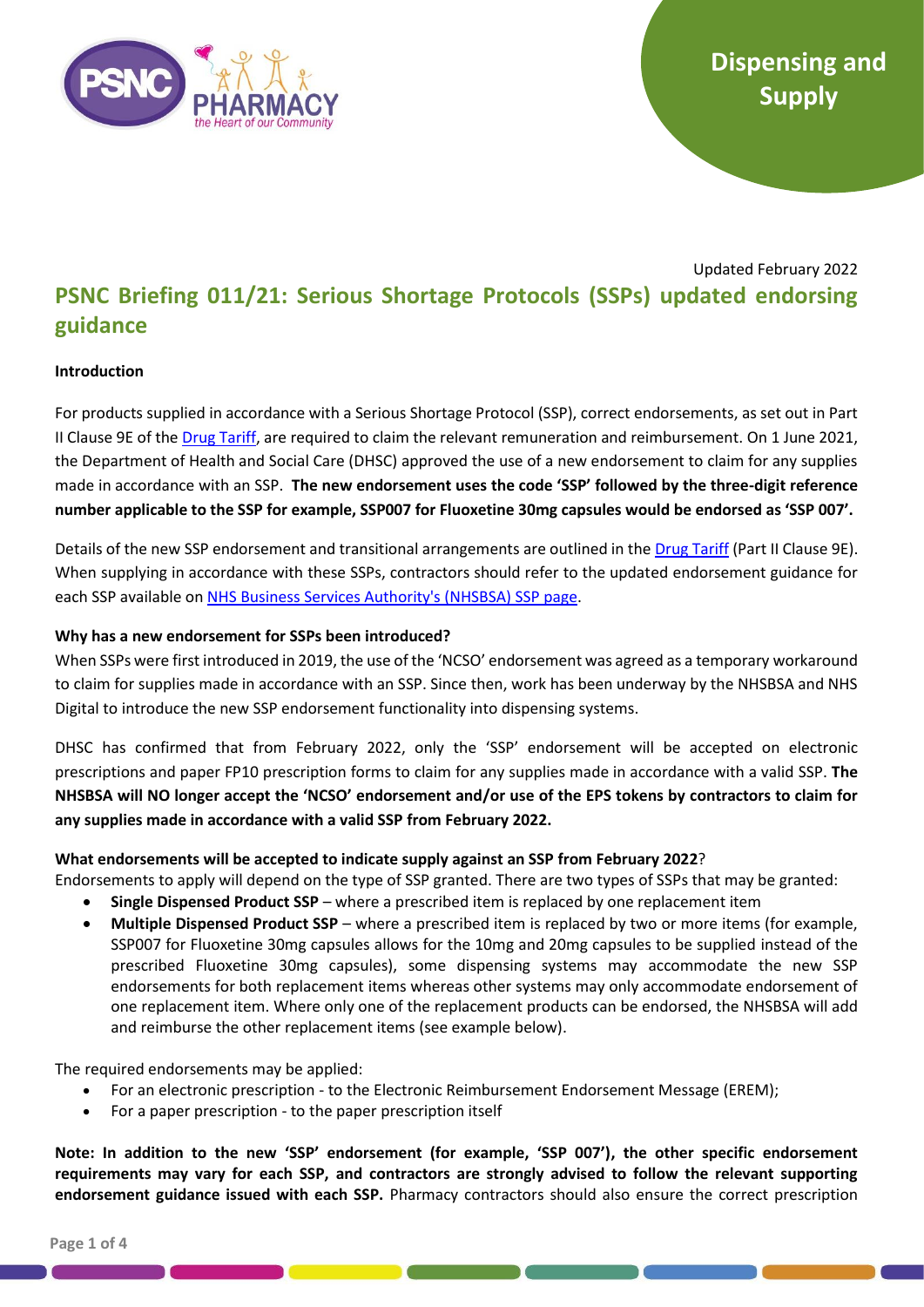Dispensing and Supply

Updated February 2022

# PSNC Briefing 011/21: Serious Shortage Protocols (SSPs) updated endorsing guidance

**Introduction**

For products supplied in accordance with a Serious Shortage Protocol (SSP), correct endorsements, as set out in Part II Clause 9E of the Drug Tariff, are required to claim the relevant remuneration and reimbursement. On 1 June 2021, the Department of Health and Social Care (DHSC) approved the use of a new endorsement to claim for any supplies made in accordance with an SSP. **The new endorsement uses the code 'SSP' followed by the three-digit reference number applicable to the SSP for example, SSP007 for Fluoxetine 30mg capsules would be endorsed as 'SSP 007'.**

Details of the new SSP endorsement and transitional arrangements are outlined in the Drug Tariff (Part II Clause 9E). When supplying in accordance with these SSPs, contractors should refer to the updated endorsement guidance for each SSP available on NHS Business Services Authority's (NHSBSA) SSP page.

**Why has a new endorsement for SSPs been introduced?**

When SSPs were first introduced in 2019, the use of the 'NCSO' endorsement was agreed as a temporary workaround to claim for supplies made in accordance with an SSP. Since then, work has been underway by the NHSBSA and NHS Digital to introduce the new SSP endorsement functionality into dispensing systems.

DHSC has confirmed that from February 2022, only the 'SSP' endorsement will be accepted on electronic prescriptions and paper FP10 prescription forms to claim for any supplies made in accordance with a valid SSP. **The NHSBSA will NO longer accept the 'NCSO' endorsement and/or use of the EPS tokens by contractors to claim for any supplies made in accordance with a valid SSP from February 2022.**

**What endorsements will be accepted to indicate supply against an SSP from February 2022?**

Endorsements to apply will depend on the type of SSP granted. There are two types of SSPs that may be granted:

- **Single Dispensed Product SSP** – where a prescribed item is replaced by one replacement item
- **Multiple Dispensed Product SSP** – where a prescribed item is replaced by two or more items (for example, SSP007 for Fluoxetine 30mg capsules allows for the 10mg and 20mg capsules to be supplied instead of the prescribed Fluoxetine 30mg capsules), some dispensing systems may accommodate the new SSP endorsements for both replacement items whereas other systems may only accommodate endorsement of one replacement item. Where only one of the replacement products can be endorsed, the NHSBSA will add and reimburse the other replacement items (see example below).

The required endorsements may be applied:

- For an electronic prescription - to the Electronic Reimbursement Endorsement Message (EREM);
- For a paper prescription - to the paper prescription itself

**Note: In addition to the new 'SSP' endorsement (for example, 'SSP 007'), the other specific endorsement requirements may vary for each SSP, and contractors are strongly advised to follow the relevant supporting endorsement guidance issued with each SSP.** Pharmacy contractors should also ensure the correct prescription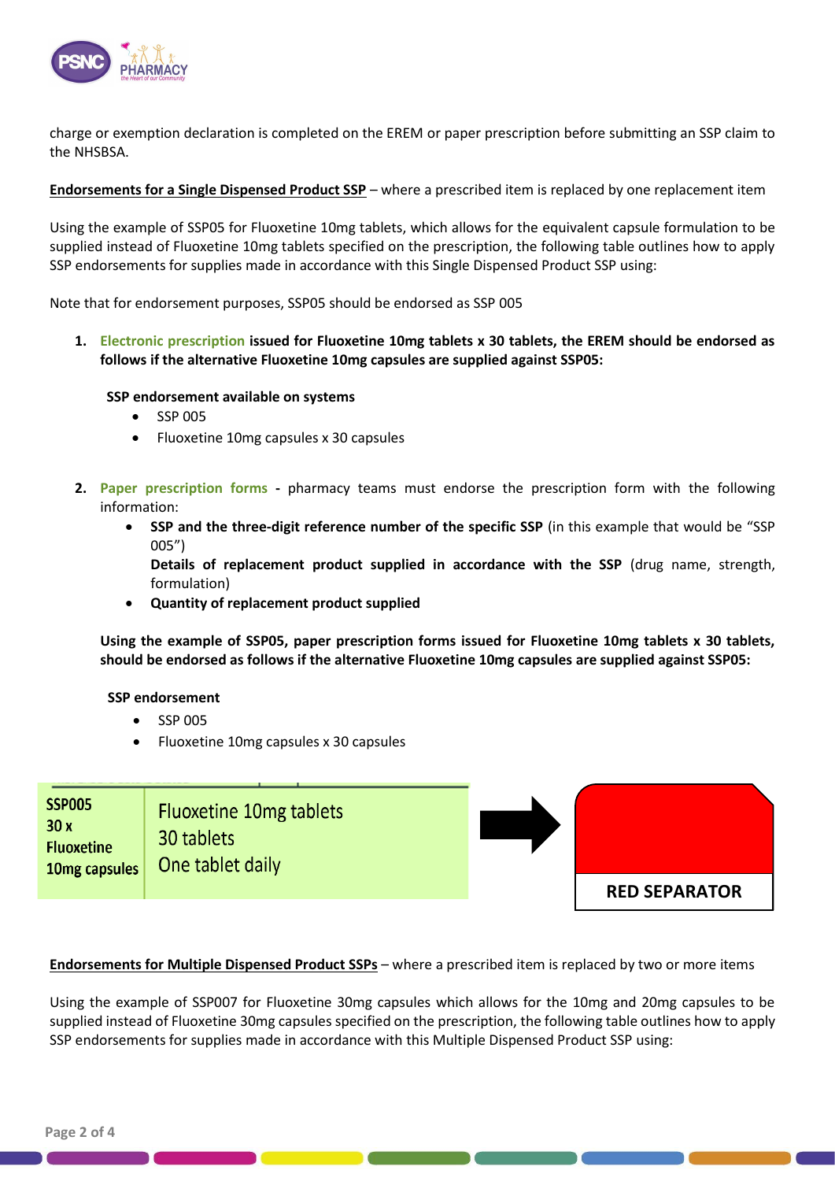charge or exemption declaration is completed on the EREM or paper prescription before submitting an SSP claim to the NHSBSA.

**Endorsements for a Single Dispensed Product SSP** – where a prescribed item is replaced by one replacement item

Using the example of SSP05 for Fluoxetine 10mg tablets, which allows for the equivalent capsule formulation to be supplied instead of Fluoxetine 10mg tablets specified on the prescription, the following table outlines how to apply SSP endorsements for supplies made in accordance with this Single Dispensed Product SSP using:

Note that for endorsement purposes, SSP05 should be endorsed as SSP 005

1. **Electronic prescription issued for Fluoxetine 10mg tablets x 30 tablets, the EREM should be endorsed as follows if the alternative Fluoxetine 10mg capsules are supplied against SSP05:**

   **SSP endorsement available on systems**
   - SSP 005
   - Fluoxetine 10mg capsules x 30 capsules

2. **Paper prescription forms -** pharmacy teams must endorse the prescription form with the following information:
   - **SSP and the three-digit reference number of the specific SSP** (in this example that would be "SSP 005")
     **Details of replacement product supplied in accordance with the SSP** (drug name, strength, formulation)
   - **Quantity of replacement product supplied**

   **Using the example of SSP05, paper prescription forms issued for Fluoxetine 10mg tablets x 30 tablets, should be endorsed as follows if the alternative Fluoxetine 10mg capsules are supplied against SSP05:**

   **SSP endorsement**
   - SSP 005
   - Fluoxetine 10mg capsules x 30 capsules

| SSP005 30 x Fluoxetine 10mg capsules | Fluoxetine 10mg tablets 30 tablets One tablet daily |
|---|---|

→ **RED SEPARATOR**

**Endorsements for Multiple Dispensed Product SSPs** – where a prescribed item is replaced by two or more items

Using the example of SSP007 for Fluoxetine 30mg capsules which allows for the 10mg and 20mg capsules to be supplied instead of Fluoxetine 30mg capsules specified on the prescription, the following table outlines how to apply SSP endorsements for supplies made in accordance with this Multiple Dispensed Product SSP using: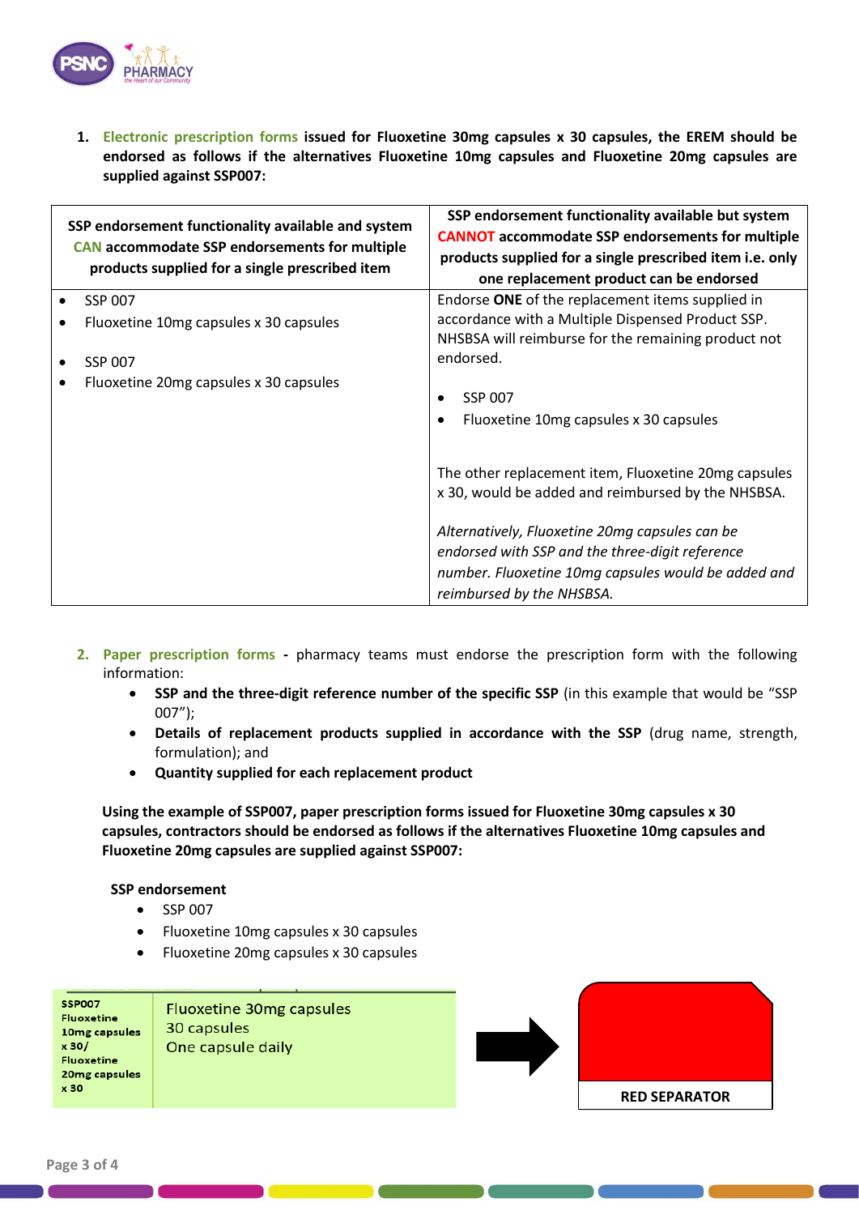1. **Electronic prescription forms issued for Fluoxetine 30mg capsules x 30 capsules, the EREM should be endorsed as follows if the alternatives Fluoxetine 10mg capsules and Fluoxetine 20mg capsules are supplied against SSP007:**

| SSP endorsement functionality available and system CAN accommodate SSP endorsements for multiple products supplied for a single prescribed item | SSP endorsement functionality available but system CANNOT accommodate SSP endorsements for multiple products supplied for a single prescribed item i.e. only one replacement product can be endorsed |
|---|---|
| • SSP 007<br>• Fluoxetine 10mg capsules x 30 capsules<br><br>• SSP 007<br>• Fluoxetine 20mg capsules x 30 capsules | Endorse **ONE** of the replacement items supplied in accordance with a Multiple Dispensed Product SSP. NHSBSA will reimburse for the remaining product not endorsed.<br><br>• SSP 007<br>• Fluoxetine 10mg capsules x 30 capsules<br><br>The other replacement item, Fluoxetine 20mg capsules x 30, would be added and reimbursed by the NHSBSA.<br><br>*Alternatively, Fluoxetine 20mg capsules can be endorsed with SSP and the three-digit reference number. Fluoxetine 10mg capsules would be added and reimbursed by the NHSBSA.* |

2. **Paper prescription forms** - pharmacy teams must endorse the prescription form with the following information:
   - **SSP and the three-digit reference number of the specific SSP** (in this example that would be "SSP 007");
   - **Details of replacement products supplied in accordance with the SSP** (drug name, strength, formulation); and
   - **Quantity supplied for each replacement product**

   **Using the example of SSP007, paper prescription forms issued for Fluoxetine 30mg capsules x 30 capsules, contractors should be endorsed as follows if the alternatives Fluoxetine 10mg capsules and Fluoxetine 20mg capsules are supplied against SSP007:**

   **SSP endorsement**
   - SSP 007
   - Fluoxetine 10mg capsules x 30 capsules
   - Fluoxetine 20mg capsules x 30 capsules

| SSP007 Fluoxetine 10mg capsules x 30/ Fluoxetine 20mg capsules x 30 | Fluoxetine 30mg capsules<br>30 capsules<br>One capsule daily |
|---|---|

RED SEPARATOR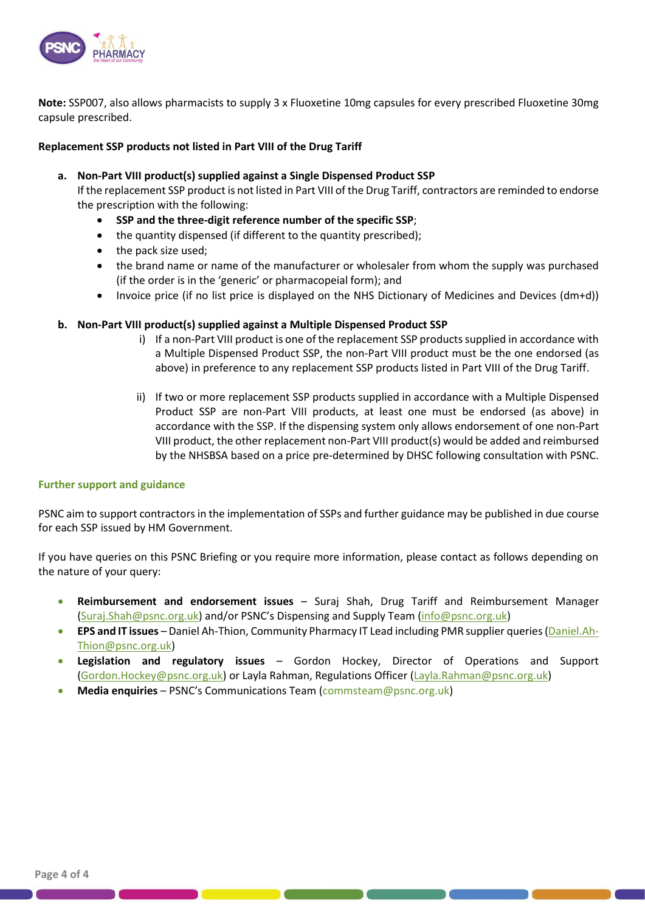**Note:** SSP007, also allows pharmacists to supply 3 x Fluoxetine 10mg capsules for every prescribed Fluoxetine 30mg capsule prescribed.

**Replacement SSP products not listed in Part VIII of the Drug Tariff**

**a. Non-Part VIII product(s) supplied against a Single Dispensed Product SSP**

If the replacement SSP product is not listed in Part VIII of the Drug Tariff, contractors are reminded to endorse the prescription with the following:

- **SSP and the three-digit reference number of the specific SSP**;
- the quantity dispensed (if different to the quantity prescribed);
- the pack size used;
- the brand name or name of the manufacturer or wholesaler from whom the supply was purchased (if the order is in the 'generic' or pharmacopeial form); and
- Invoice price (if no list price is displayed on the NHS Dictionary of Medicines and Devices (dm+d))

**b. Non-Part VIII product(s) supplied against a Multiple Dispensed Product SSP**

i) If a non-Part VIII product is one of the replacement SSP products supplied in accordance with a Multiple Dispensed Product SSP, the non-Part VIII product must be the one endorsed (as above) in preference to any replacement SSP products listed in Part VIII of the Drug Tariff.

ii) If two or more replacement SSP products supplied in accordance with a Multiple Dispensed Product SSP are non-Part VIII products, at least one must be endorsed (as above) in accordance with the SSP. If the dispensing system only allows endorsement of one non-Part VIII product, the other replacement non-Part VIII product(s) would be added and reimbursed by the NHSBSA based on a price pre-determined by DHSC following consultation with PSNC.

## Further support and guidance

PSNC aim to support contractors in the implementation of SSPs and further guidance may be published in due course for each SSP issued by HM Government.

If you have queries on this PSNC Briefing or you require more information, please contact as follows depending on the nature of your query:

- **Reimbursement and endorsement issues** – Suraj Shah, Drug Tariff and Reimbursement Manager (Suraj.Shah@psnc.org.uk) and/or PSNC's Dispensing and Supply Team (info@psnc.org.uk)
- **EPS and IT issues** – Daniel Ah-Thion, Community Pharmacy IT Lead including PMR supplier queries (Daniel.Ah-Thion@psnc.org.uk)
- **Legislation and regulatory issues** – Gordon Hockey, Director of Operations and Support (Gordon.Hockey@psnc.org.uk) or Layla Rahman, Regulations Officer (Layla.Rahman@psnc.org.uk)
- **Media enquiries** – PSNC's Communications Team (commsteam@psnc.org.uk)